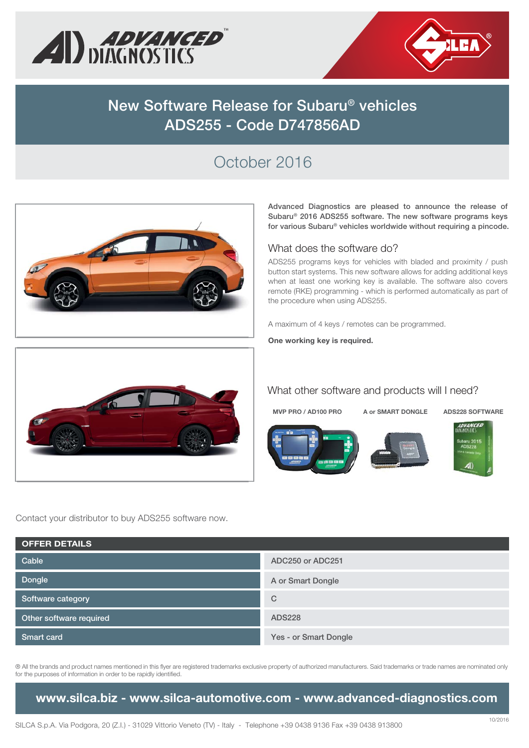# New Software Release for Subaru® vehicles ADS255 - Code D747856AD

## October 2016

**Advanced Diagnostics are pleased to announce the release of Subaru® 2016 ADS255 software. The new software programs keys for various Subaru® vehicles worldwide without requiring a pincode.**

### What does the software do?

ADS255 programs keys for vehicles with bladed and proximity / push button start systems. This new software allows for adding additional keys when at least one working key is available. The software also covers remote (RKE) programming - which is performed automatically as part of the procedure when using ADS255.

A maximum of 4 keys / remotes can be programmed.

**One working key is required.**

### What other software and products will I need?

**MVP PRO / AD100 PRO** — **A or SMART DONGLE** — **ADS228 SOFTWARE**

Contact your distributor to buy ADS255 software now.

| OFFER DETAILS | |
|---|---|
| Cable | ADC250 or ADC251 |
| Dongle | A or Smart Dongle |
| Software category | C |
| Other software required | ADS228 |
| Smart card | Yes - or Smart Dongle |

® All the brands and product names mentioned in this flyer are registered trademarks exclusive property of authorized manufacturers. Said trademarks or trade names are nominated only for the purposes of information in order to be rapidly identified.

**www.silca.biz - www.silca-automotive.com - www.advanced-diagnostics.com**

SILCA S.p.A. Via Podgora, 20 (Z.I.) - 31029 Vittorio Veneto (TV) - Italy - Telephone +39 0438 9136 Fax +39 0438 913800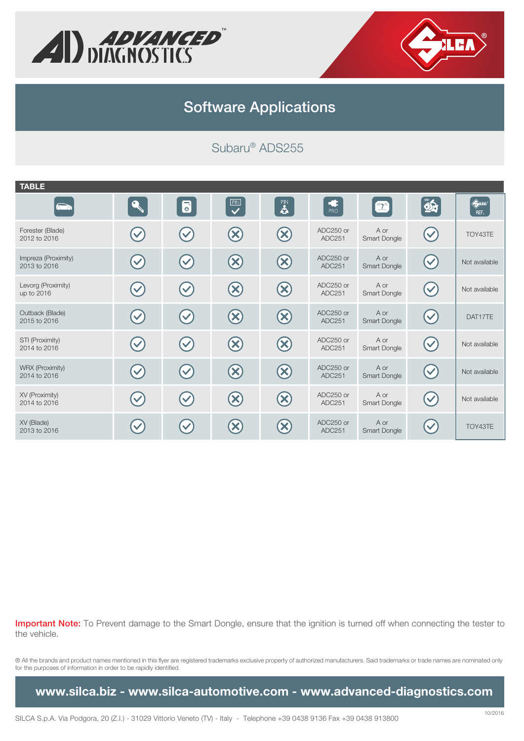# Software Applications

## Subaru® ADS255

**TABLE**

| | | | | | | | | |
|---|---|---|---|---|---|---|---|---|
| Forester (Blade) 2012 to 2016 | ✓ | ✓ | ✗ | ✗ | ADC250 or ADC251 | A or Smart Dongle | ✓ | TOY43TE |
| Impreza (Proximity) 2013 to 2016 | ✓ | ✓ | ✗ | ✗ | ADC250 or ADC251 | A or Smart Dongle | ✓ | Not available |
| Levorg (Proximity) up to 2016 | ✓ | ✓ | ✗ | ✗ | ADC250 or ADC251 | A or Smart Dongle | ✓ | Not available |
| Outback (Blade) 2015 to 2016 | ✓ | ✓ | ✗ | ✗ | ADC250 or ADC251 | A or Smart Dongle | ✓ | DAT17TE |
| STI (Proximity) 2014 to 2016 | ✓ | ✓ | ✗ | ✗ | ADC250 or ADC251 | A or Smart Dongle | ✓ | Not available |
| WRX (Proximity) 2014 to 2016 | ✓ | ✓ | ✗ | ✗ | ADC250 or ADC251 | A or Smart Dongle | ✓ | Not available |
| XV (Proximity) 2014 to 2016 | ✓ | ✓ | ✗ | ✗ | ADC250 or ADC251 | A or Smart Dongle | ✓ | Not available |
| XV (Blade) 2013 to 2016 | ✓ | ✓ | ✗ | ✗ | ADC250 or ADC251 | A or Smart Dongle | ✓ | TOY43TE |

**Important Note:** To Prevent damage to the Smart Dongle, ensure that the ignition is turned off when connecting the tester to the vehicle.

® All the brands and product names mentioned in this flyer are registered trademarks exclusive property of authorized manufacturers. Said trademarks or trade names are nominated only for the purposes of information in order to be rapidly identified.

**www.silca.biz - www.silca-automotive.com - www.advanced-diagnostics.com**

SILCA S.p.A. Via Podgora, 20 (Z.I.) - 31029 Vittorio Veneto (TV) - Italy - Telephone +39 0438 9136 Fax +39 0438 913800

10/2016